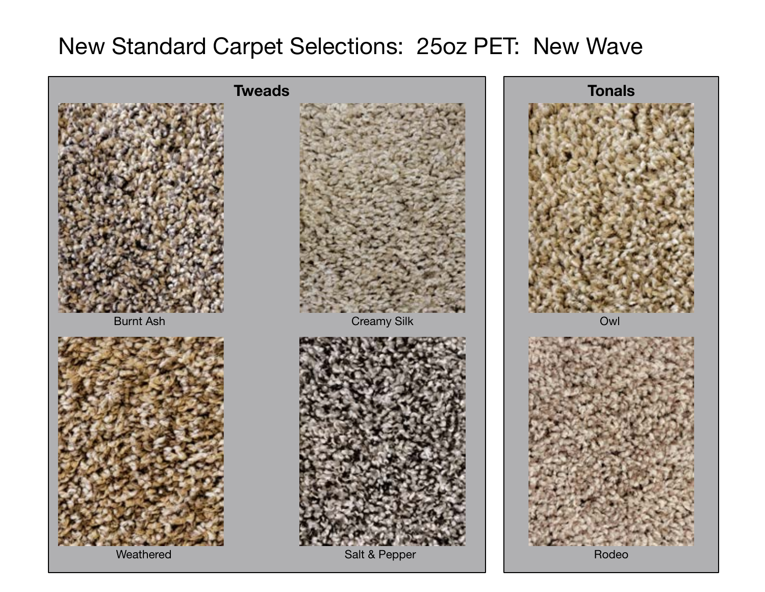# New Standard Carpet Selections: 25oz PET: New Wave

## Tweads

Burnt Ash

Creamy Silk

Weathered

Salt & Pepper

## Tonals

Owl

Rodeo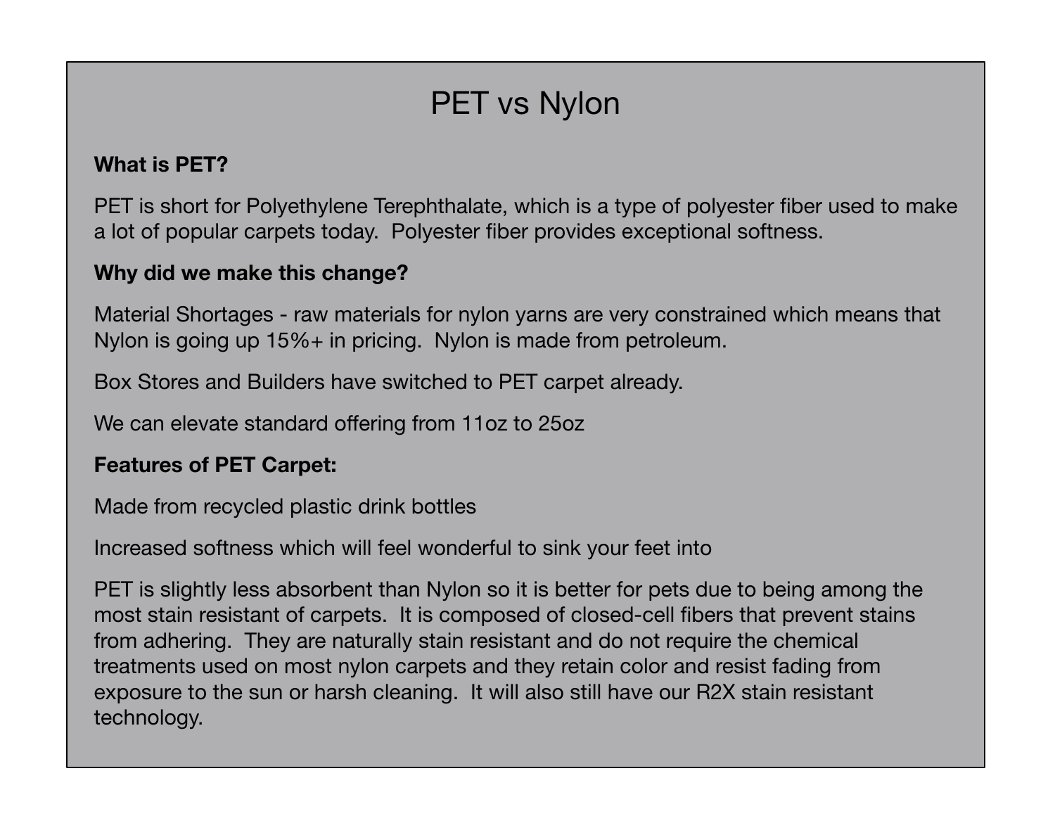# PET vs Nylon

**What is PET?**

PET is short for Polyethylene Terephthalate, which is a type of polyester fiber used to make a lot of popular carpets today.  Polyester fiber provides exceptional softness.

**Why did we make this change?**

Material Shortages - raw materials for nylon yarns are very constrained which means that Nylon is going up 15%+ in pricing.  Nylon is made from petroleum.

Box Stores and Builders have switched to PET carpet already.

We can elevate standard offering from 11oz to 25oz

**Features of PET Carpet:**

Made from recycled plastic drink bottles

Increased softness which will feel wonderful to sink your feet into

PET is slightly less absorbent than Nylon so it is better for pets due to being among the most stain resistant of carpets.  It is composed of closed-cell fibers that prevent stains from adhering.  They are naturally stain resistant and do not require the chemical treatments used on most nylon carpets and they retain color and resist fading from exposure to the sun or harsh cleaning.  It will also still have our R2X stain resistant technology.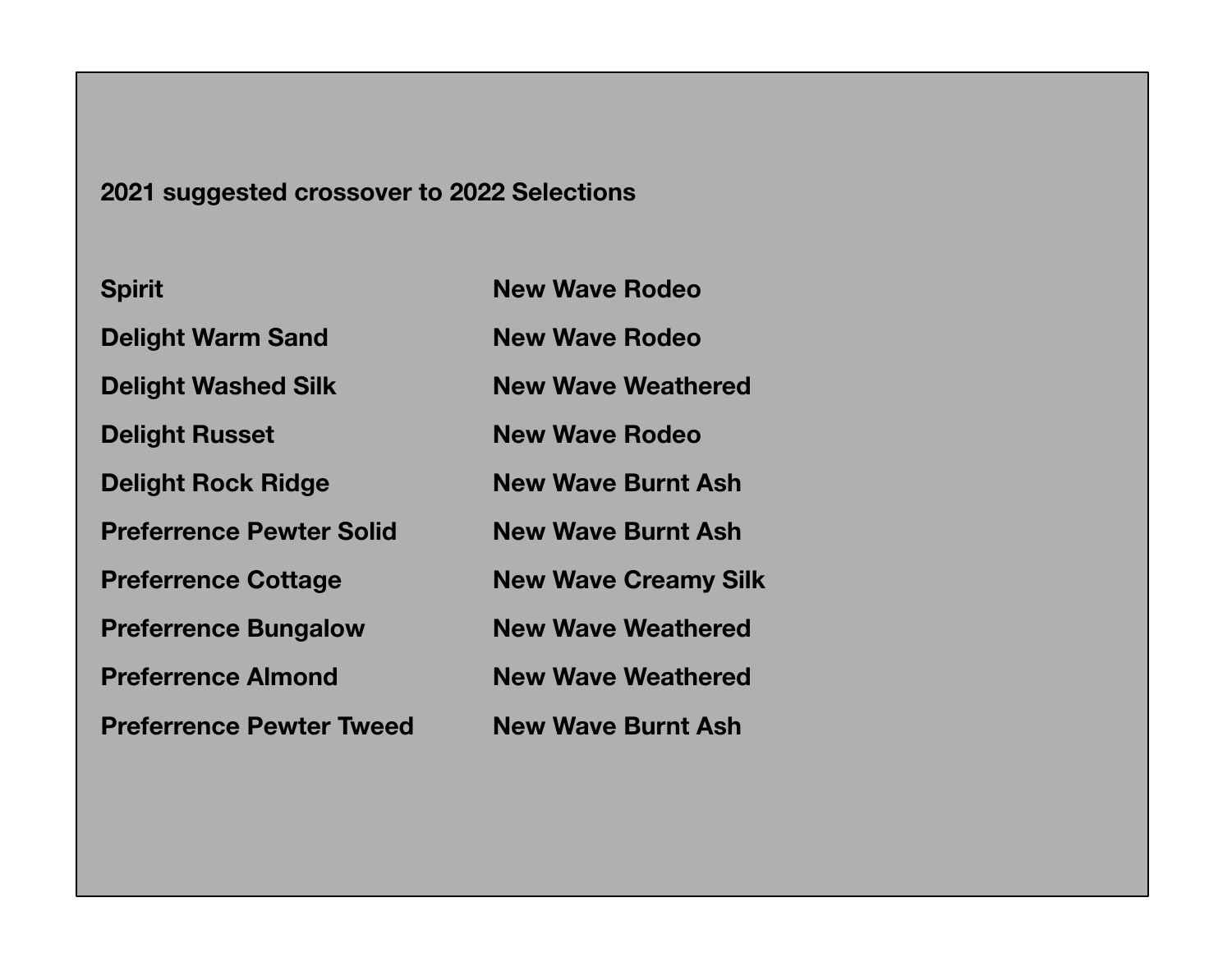**2021 suggested crossover to 2022 Selections**

| | |
|---|---|
| Spirit | New Wave Rodeo |
| Delight Warm Sand | New Wave Rodeo |
| Delight Washed Silk | New Wave Weathered |
| Delight Russet | New Wave Rodeo |
| Delight Rock Ridge | New Wave Burnt Ash |
| Preferrence Pewter Solid | New Wave Burnt Ash |
| Preferrence Cottage | New Wave Creamy Silk |
| Preferrence Bungalow | New Wave Weathered |
| Preferrence Almond | New Wave Weathered |
| Preferrence Pewter Tweed | New Wave Burnt Ash |